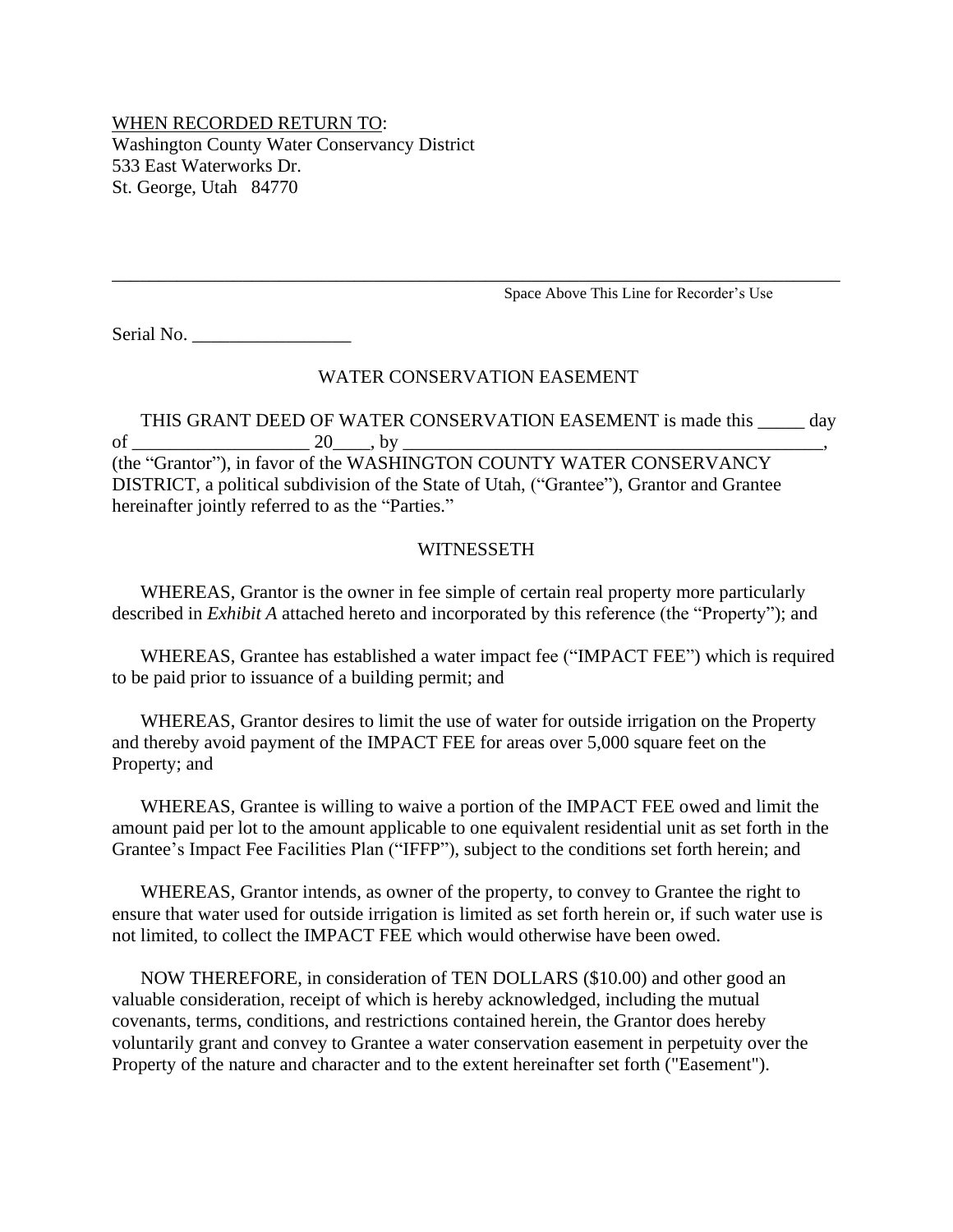<u>WHEN RECORDED RETURN TO</u>:
Washington County Water Conservancy District
533 East Waterworks Dr.
St. George, Utah 84770

---

Space Above This Line for Recorder's Use

Serial No. _________________

# WATER CONSERVATION EASEMENT

THIS GRANT DEED OF WATER CONSERVATION EASEMENT is made this _____ day of ___________________ 20____, by _______________________________________________, (the "Grantor"), in favor of the WASHINGTON COUNTY WATER CONSERVANCY DISTRICT, a political subdivision of the State of Utah, ("Grantee"), Grantor and Grantee hereinafter jointly referred to as the "Parties."

## WITNESSETH

WHEREAS, Grantor is the owner in fee simple of certain real property more particularly described in *Exhibit A* attached hereto and incorporated by this reference (the "Property"); and

WHEREAS, Grantee has established a water impact fee ("IMPACT FEE") which is required to be paid prior to issuance of a building permit; and

WHEREAS, Grantor desires to limit the use of water for outside irrigation on the Property and thereby avoid payment of the IMPACT FEE for areas over 5,000 square feet on the Property; and

WHEREAS, Grantee is willing to waive a portion of the IMPACT FEE owed and limit the amount paid per lot to the amount applicable to one equivalent residential unit as set forth in the Grantee's Impact Fee Facilities Plan ("IFFP"), subject to the conditions set forth herein; and

WHEREAS, Grantor intends, as owner of the property, to convey to Grantee the right to ensure that water used for outside irrigation is limited as set forth herein or, if such water use is not limited, to collect the IMPACT FEE which would otherwise have been owed.

NOW THEREFORE, in consideration of TEN DOLLARS ($10.00) and other good an valuable consideration, receipt of which is hereby acknowledged, including the mutual covenants, terms, conditions, and restrictions contained herein, the Grantor does hereby voluntarily grant and convey to Grantee a water conservation easement in perpetuity over the Property of the nature and character and to the extent hereinafter set forth ("Easement").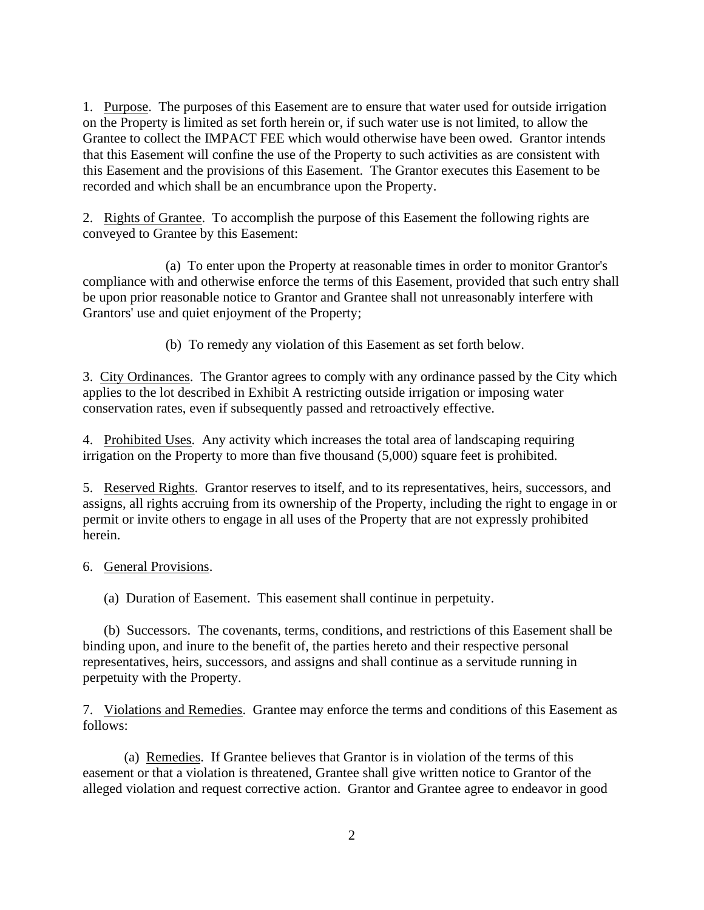1. <u>Purpose</u>. The purposes of this Easement are to ensure that water used for outside irrigation on the Property is limited as set forth herein or, if such water use is not limited, to allow the Grantee to collect the IMPACT FEE which would otherwise have been owed. Grantor intends that this Easement will confine the use of the Property to such activities as are consistent with this Easement and the provisions of this Easement. The Grantor executes this Easement to be recorded and which shall be an encumbrance upon the Property.

2. <u>Rights of Grantee</u>. To accomplish the purpose of this Easement the following rights are conveyed to Grantee by this Easement:

(a) To enter upon the Property at reasonable times in order to monitor Grantor's compliance with and otherwise enforce the terms of this Easement, provided that such entry shall be upon prior reasonable notice to Grantor and Grantee shall not unreasonably interfere with Grantors' use and quiet enjoyment of the Property;

(b) To remedy any violation of this Easement as set forth below.

3. <u>City Ordinances</u>. The Grantor agrees to comply with any ordinance passed by the City which applies to the lot described in Exhibit A restricting outside irrigation or imposing water conservation rates, even if subsequently passed and retroactively effective.

4. <u>Prohibited Uses</u>. Any activity which increases the total area of landscaping requiring irrigation on the Property to more than five thousand (5,000) square feet is prohibited.

5. <u>Reserved Rights</u>. Grantor reserves to itself, and to its representatives, heirs, successors, and assigns, all rights accruing from its ownership of the Property, including the right to engage in or permit or invite others to engage in all uses of the Property that are not expressly prohibited herein.

6. <u>General Provisions</u>.

(a) Duration of Easement. This easement shall continue in perpetuity.

(b) Successors. The covenants, terms, conditions, and restrictions of this Easement shall be binding upon, and inure to the benefit of, the parties hereto and their respective personal representatives, heirs, successors, and assigns and shall continue as a servitude running in perpetuity with the Property.

7. <u>Violations and Remedies</u>. Grantee may enforce the terms and conditions of this Easement as follows:

(a) <u>Remedies</u>. If Grantee believes that Grantor is in violation of the terms of this easement or that a violation is threatened, Grantee shall give written notice to Grantor of the alleged violation and request corrective action. Grantor and Grantee agree to endeavor in good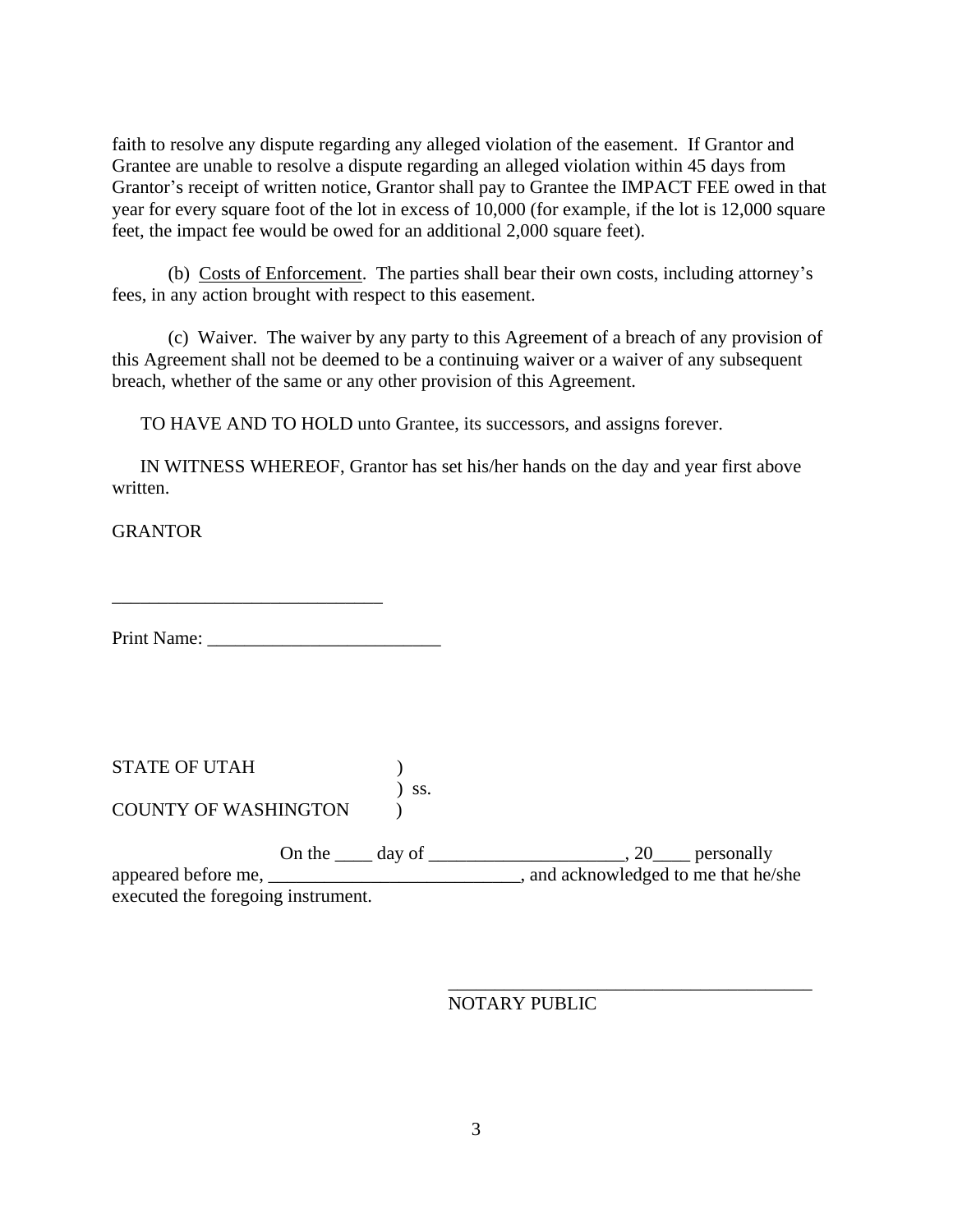faith to resolve any dispute regarding any alleged violation of the easement. If Grantor and Grantee are unable to resolve a dispute regarding an alleged violation within 45 days from Grantor's receipt of written notice, Grantor shall pay to Grantee the IMPACT FEE owed in that year for every square foot of the lot in excess of 10,000 (for example, if the lot is 12,000 square feet, the impact fee would be owed for an additional 2,000 square feet).

(b) Costs of Enforcement. The parties shall bear their own costs, including attorney's fees, in any action brought with respect to this easement.

(c) Waiver. The waiver by any party to this Agreement of a breach of any provision of this Agreement shall not be deemed to be a continuing waiver or a waiver of any subsequent breach, whether of the same or any other provision of this Agreement.

TO HAVE AND TO HOLD unto Grantee, its successors, and assigns forever.

IN WITNESS WHEREOF, Grantor has set his/her hands on the day and year first above written.

GRANTOR

_____________________________

Print Name: _________________________

STATE OF UTAH )
) ss.
COUNTY OF WASHINGTON )

On the ____ day of _____________________, 20____ personally appeared before me, ___________________________, and acknowledged to me that he/she executed the foregoing instrument.

_______________________________________
NOTARY PUBLIC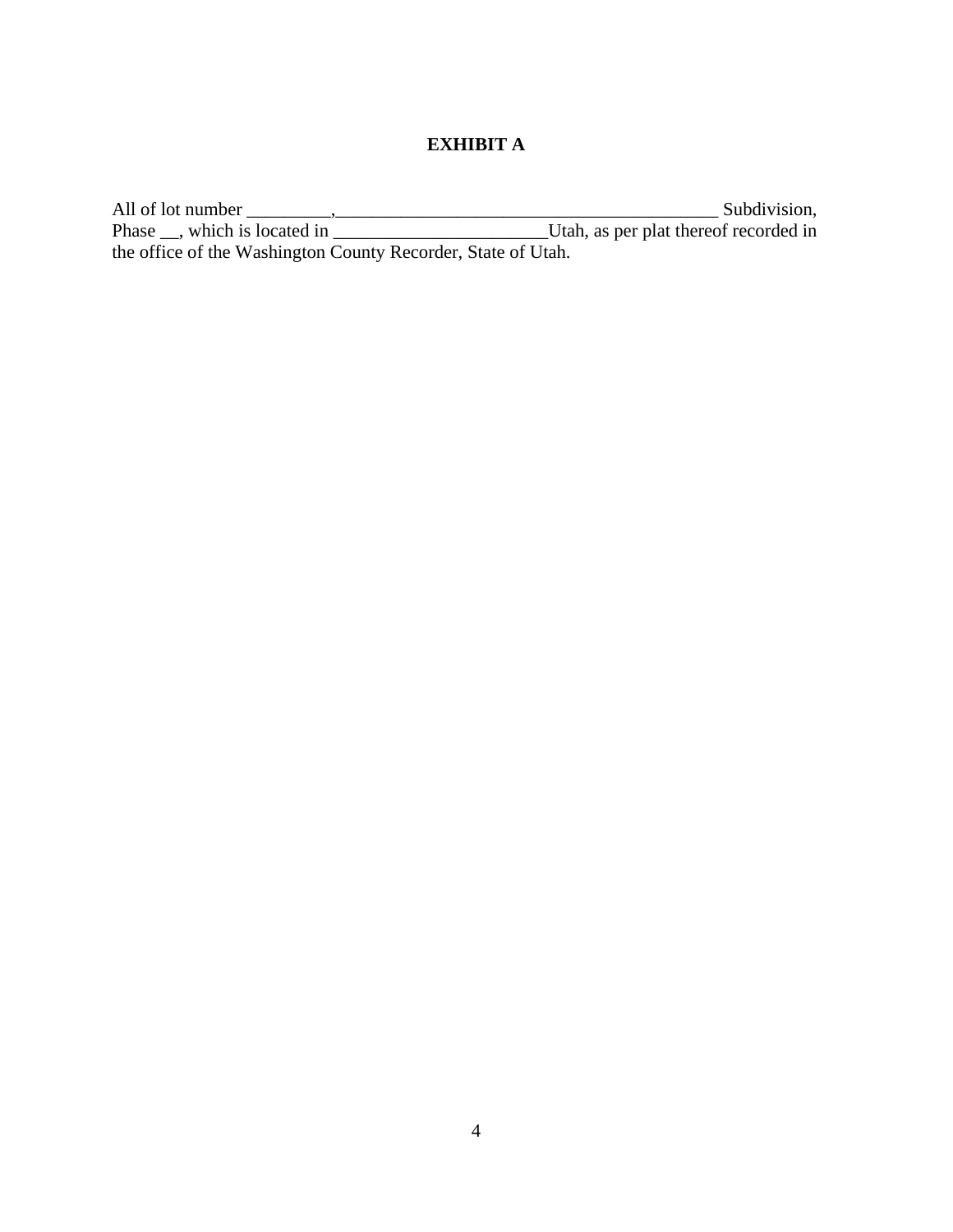# EXHIBIT A

All of lot number _________,__________________________________________ Subdivision, Phase __, which is located in _______________________Utah, as per plat thereof recorded in the office of the Washington County Recorder, State of Utah.